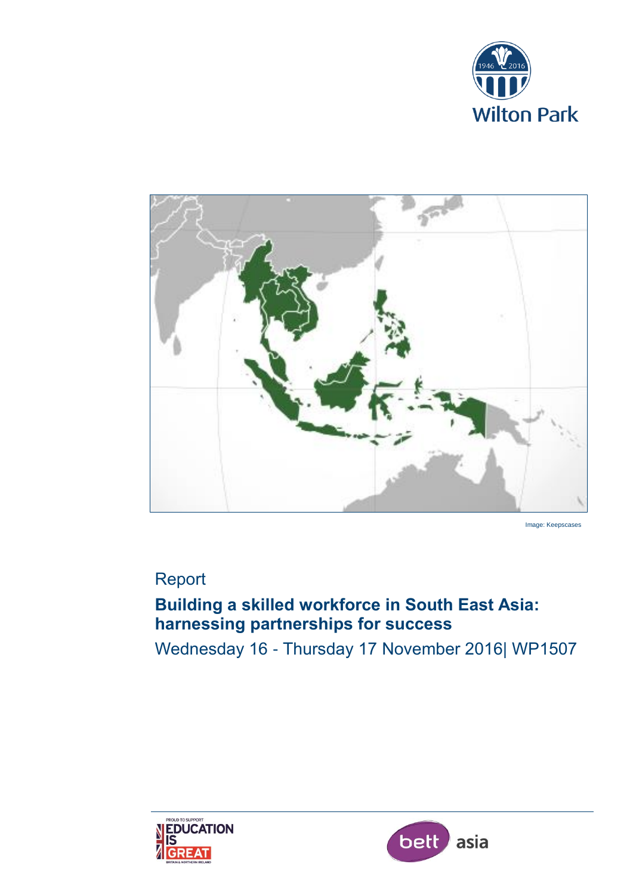Wilton Park

Image: Keepscases

Report

# Building a skilled workforce in South East Asia: harnessing partnerships for success

Wednesday 16 - Thursday 17 November 2016| WP1507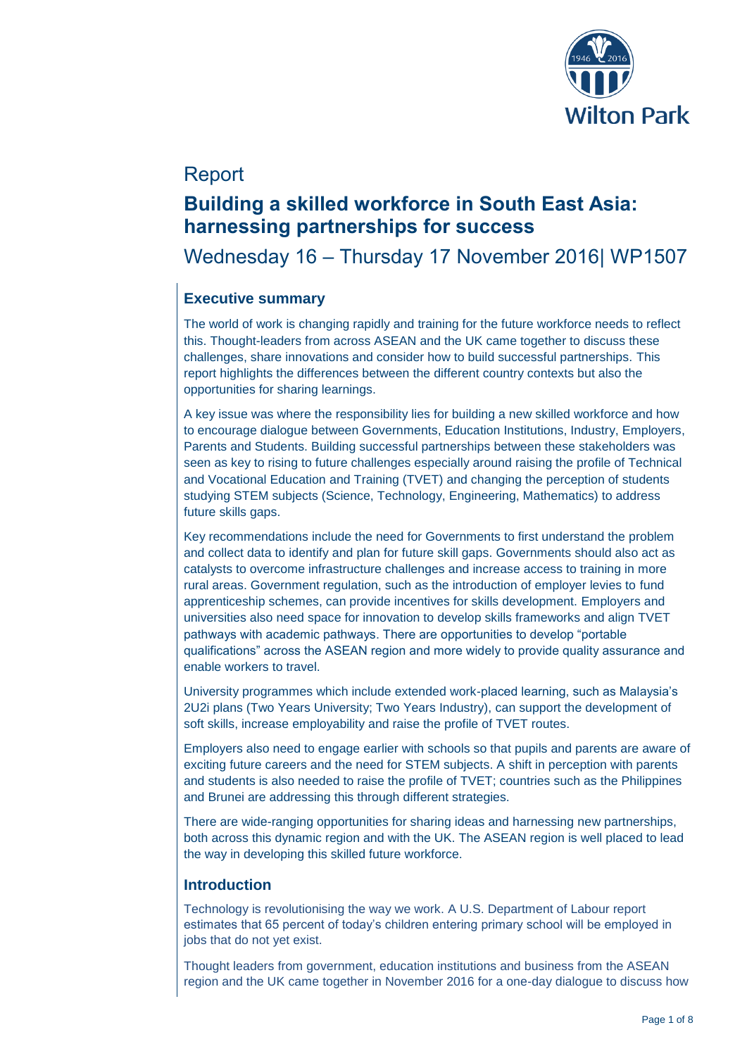# Report

## Building a skilled workforce in South East Asia: harnessing partnerships for success

Wednesday 16 – Thursday 17 November 2016| WP1507

### Executive summary

The world of work is changing rapidly and training for the future workforce needs to reflect this. Thought-leaders from across ASEAN and the UK came together to discuss these challenges, share innovations and consider how to build successful partnerships. This report highlights the differences between the different country contexts but also the opportunities for sharing learnings.

A key issue was where the responsibility lies for building a new skilled workforce and how to encourage dialogue between Governments, Education Institutions, Industry, Employers, Parents and Students. Building successful partnerships between these stakeholders was seen as key to rising to future challenges especially around raising the profile of Technical and Vocational Education and Training (TVET) and changing the perception of students studying STEM subjects (Science, Technology, Engineering, Mathematics) to address future skills gaps.

Key recommendations include the need for Governments to first understand the problem and collect data to identify and plan for future skill gaps. Governments should also act as catalysts to overcome infrastructure challenges and increase access to training in more rural areas. Government regulation, such as the introduction of employer levies to fund apprenticeship schemes, can provide incentives for skills development. Employers and universities also need space for innovation to develop skills frameworks and align TVET pathways with academic pathways. There are opportunities to develop "portable qualifications" across the ASEAN region and more widely to provide quality assurance and enable workers to travel.

University programmes which include extended work-placed learning, such as Malaysia's 2U2i plans (Two Years University; Two Years Industry), can support the development of soft skills, increase employability and raise the profile of TVET routes.

Employers also need to engage earlier with schools so that pupils and parents are aware of exciting future careers and the need for STEM subjects. A shift in perception with parents and students is also needed to raise the profile of TVET; countries such as the Philippines and Brunei are addressing this through different strategies.

There are wide-ranging opportunities for sharing ideas and harnessing new partnerships, both across this dynamic region and with the UK. The ASEAN region is well placed to lead the way in developing this skilled future workforce.

### Introduction

Technology is revolutionising the way we work. A U.S. Department of Labour report estimates that 65 percent of today's children entering primary school will be employed in jobs that do not yet exist.

Thought leaders from government, education institutions and business from the ASEAN region and the UK came together in November 2016 for a one-day dialogue to discuss how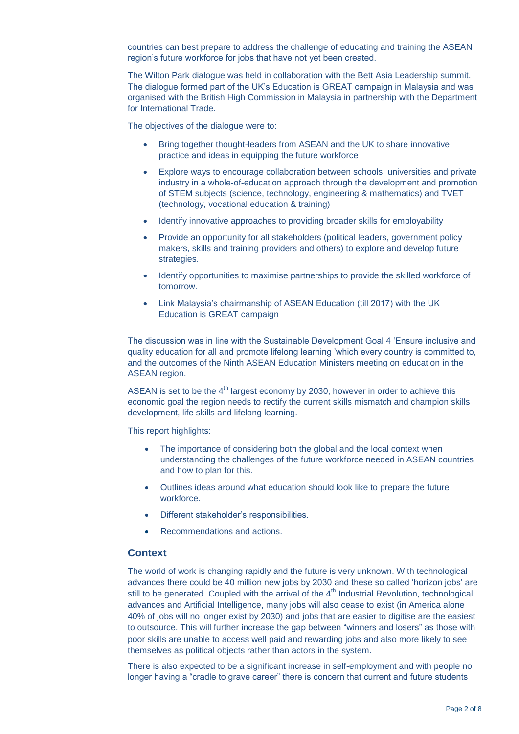countries can best prepare to address the challenge of educating and training the ASEAN region's future workforce for jobs that have not yet been created.

The Wilton Park dialogue was held in collaboration with the Bett Asia Leadership summit. The dialogue formed part of the UK's Education is GREAT campaign in Malaysia and was organised with the British High Commission in Malaysia in partnership with the Department for International Trade.

The objectives of the dialogue were to:

- Bring together thought-leaders from ASEAN and the UK to share innovative practice and ideas in equipping the future workforce
- Explore ways to encourage collaboration between schools, universities and private industry in a whole-of-education approach through the development and promotion of STEM subjects (science, technology, engineering & mathematics) and TVET (technology, vocational education & training)
- Identify innovative approaches to providing broader skills for employability
- Provide an opportunity for all stakeholders (political leaders, government policy makers, skills and training providers and others) to explore and develop future strategies.
- Identify opportunities to maximise partnerships to provide the skilled workforce of tomorrow.
- Link Malaysia's chairmanship of ASEAN Education (till 2017) with the UK Education is GREAT campaign

The discussion was in line with the Sustainable Development Goal 4 'Ensure inclusive and quality education for all and promote lifelong learning 'which every country is committed to, and the outcomes of the Ninth ASEAN Education Ministers meeting on education in the ASEAN region.

ASEAN is set to be the 4th largest economy by 2030, however in order to achieve this economic goal the region needs to rectify the current skills mismatch and champion skills development, life skills and lifelong learning.

This report highlights:

- The importance of considering both the global and the local context when understanding the challenges of the future workforce needed in ASEAN countries and how to plan for this.
- Outlines ideas around what education should look like to prepare the future workforce.
- Different stakeholder's responsibilities.
- Recommendations and actions.

## Context

The world of work is changing rapidly and the future is very unknown. With technological advances there could be 40 million new jobs by 2030 and these so called 'horizon jobs' are still to be generated. Coupled with the arrival of the 4th Industrial Revolution, technological advances and Artificial Intelligence, many jobs will also cease to exist (in America alone 40% of jobs will no longer exist by 2030) and jobs that are easier to digitise are the easiest to outsource. This will further increase the gap between "winners and losers" as those with poor skills are unable to access well paid and rewarding jobs and also more likely to see themselves as political objects rather than actors in the system.

There is also expected to be a significant increase in self-employment and with people no longer having a "cradle to grave career" there is concern that current and future students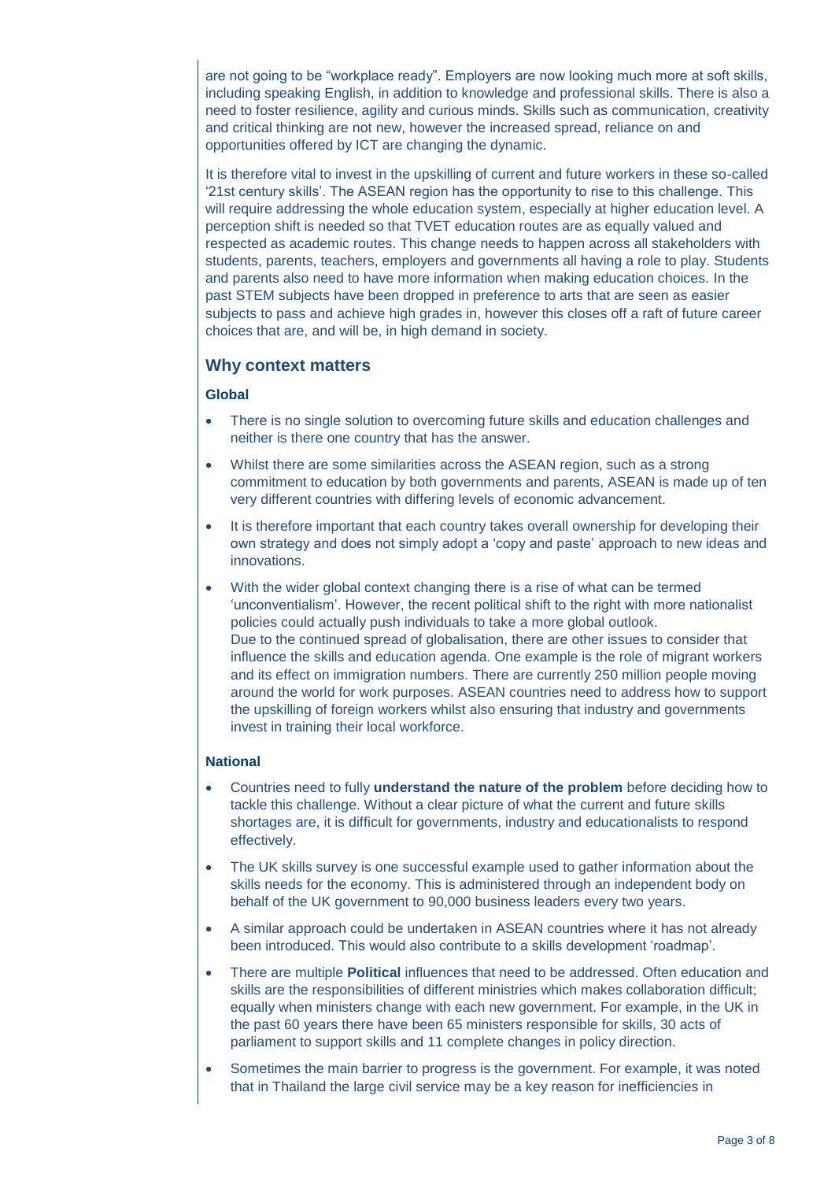are not going to be "workplace ready". Employers are now looking much more at soft skills, including speaking English, in addition to knowledge and professional skills. There is also a need to foster resilience, agility and curious minds. Skills such as communication, creativity and critical thinking are not new, however the increased spread, reliance on and opportunities offered by ICT are changing the dynamic.

It is therefore vital to invest in the upskilling of current and future workers in these so-called '21st century skills'. The ASEAN region has the opportunity to rise to this challenge. This will require addressing the whole education system, especially at higher education level. A perception shift is needed so that TVET education routes are as equally valued and respected as academic routes. This change needs to happen across all stakeholders with students, parents, teachers, employers and governments all having a role to play. Students and parents also need to have more information when making education choices. In the past STEM subjects have been dropped in preference to arts that are seen as easier subjects to pass and achieve high grades in, however this closes off a raft of future career choices that are, and will be, in high demand in society.

## Why context matters

### Global

- There is no single solution to overcoming future skills and education challenges and neither is there one country that has the answer.
- Whilst there are some similarities across the ASEAN region, such as a strong commitment to education by both governments and parents, ASEAN is made up of ten very different countries with differing levels of economic advancement.
- It is therefore important that each country takes overall ownership for developing their own strategy and does not simply adopt a 'copy and paste' approach to new ideas and innovations.
- With the wider global context changing there is a rise of what can be termed 'unconventialism'. However, the recent political shift to the right with more nationalist policies could actually push individuals to take a more global outlook.
  Due to the continued spread of globalisation, there are other issues to consider that influence the skills and education agenda. One example is the role of migrant workers and its effect on immigration numbers. There are currently 250 million people moving around the world for work purposes. ASEAN countries need to address how to support the upskilling of foreign workers whilst also ensuring that industry and governments invest in training their local workforce.

### National

- Countries need to fully **understand the nature of the problem** before deciding how to tackle this challenge. Without a clear picture of what the current and future skills shortages are, it is difficult for governments, industry and educationalists to respond effectively.
- The UK skills survey is one successful example used to gather information about the skills needs for the economy. This is administered through an independent body on behalf of the UK government to 90,000 business leaders every two years.
- A similar approach could be undertaken in ASEAN countries where it has not already been introduced. This would also contribute to a skills development 'roadmap'.
- There are multiple **Political** influences that need to be addressed. Often education and skills are the responsibilities of different ministries which makes collaboration difficult; equally when ministers change with each new government. For example, in the UK in the past 60 years there have been 65 ministers responsible for skills, 30 acts of parliament to support skills and 11 complete changes in policy direction.
- Sometimes the main barrier to progress is the government. For example, it was noted that in Thailand the large civil service may be a key reason for inefficiencies in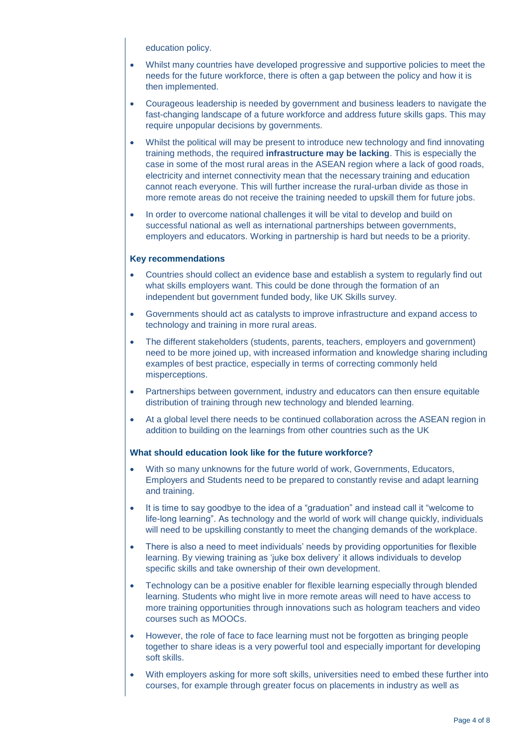education policy.

- Whilst many countries have developed progressive and supportive policies to meet the needs for the future workforce, there is often a gap between the policy and how it is then implemented.
- Courageous leadership is needed by government and business leaders to navigate the fast-changing landscape of a future workforce and address future skills gaps. This may require unpopular decisions by governments.
- Whilst the political will may be present to introduce new technology and find innovating training methods, the required **infrastructure may be lacking**. This is especially the case in some of the most rural areas in the ASEAN region where a lack of good roads, electricity and internet connectivity mean that the necessary training and education cannot reach everyone. This will further increase the rural-urban divide as those in more remote areas do not receive the training needed to upskill them for future jobs.
- In order to overcome national challenges it will be vital to develop and build on successful national as well as international partnerships between governments, employers and educators. Working in partnership is hard but needs to be a priority.

### Key recommendations

- Countries should collect an evidence base and establish a system to regularly find out what skills employers want. This could be done through the formation of an independent but government funded body, like UK Skills survey.
- Governments should act as catalysts to improve infrastructure and expand access to technology and training in more rural areas.
- The different stakeholders (students, parents, teachers, employers and government) need to be more joined up, with increased information and knowledge sharing including examples of best practice, especially in terms of correcting commonly held misperceptions.
- Partnerships between government, industry and educators can then ensure equitable distribution of training through new technology and blended learning.
- At a global level there needs to be continued collaboration across the ASEAN region in addition to building on the learnings from other countries such as the UK

### What should education look like for the future workforce?

- With so many unknowns for the future world of work, Governments, Educators, Employers and Students need to be prepared to constantly revise and adapt learning and training.
- It is time to say goodbye to the idea of a "graduation" and instead call it "welcome to life-long learning". As technology and the world of work will change quickly, individuals will need to be upskilling constantly to meet the changing demands of the workplace.
- There is also a need to meet individuals' needs by providing opportunities for flexible learning. By viewing training as 'juke box delivery' it allows individuals to develop specific skills and take ownership of their own development.
- Technology can be a positive enabler for flexible learning especially through blended learning. Students who might live in more remote areas will need to have access to more training opportunities through innovations such as hologram teachers and video courses such as MOOCs.
- However, the role of face to face learning must not be forgotten as bringing people together to share ideas is a very powerful tool and especially important for developing soft skills.
- With employers asking for more soft skills, universities need to embed these further into courses, for example through greater focus on placements in industry as well as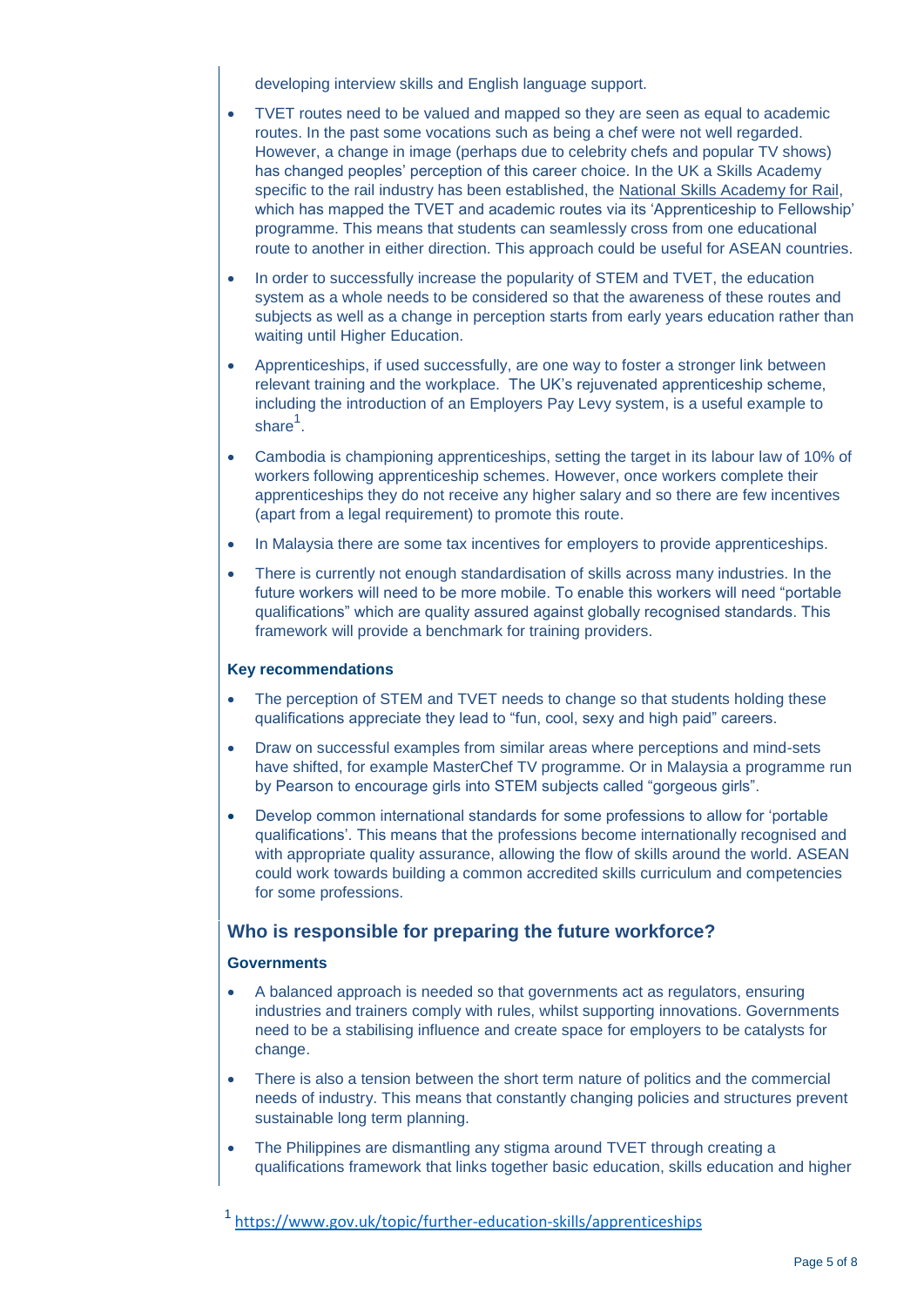developing interview skills and English language support.

- TVET routes need to be valued and mapped so they are seen as equal to academic routes. In the past some vocations such as being a chef were not well regarded. However, a change in image (perhaps due to celebrity chefs and popular TV shows) has changed peoples' perception of this career choice. In the UK a Skills Academy specific to the rail industry has been established, the National Skills Academy for Rail, which has mapped the TVET and academic routes via its 'Apprenticeship to Fellowship' programme. This means that students can seamlessly cross from one educational route to another in either direction. This approach could be useful for ASEAN countries.
- In order to successfully increase the popularity of STEM and TVET, the education system as a whole needs to be considered so that the awareness of these routes and subjects as well as a change in perception starts from early years education rather than waiting until Higher Education.
- Apprenticeships, if used successfully, are one way to foster a stronger link between relevant training and the workplace. The UK's rejuvenated apprenticeship scheme, including the introduction of an Employers Pay Levy system, is a useful example to share[1].
- Cambodia is championing apprenticeships, setting the target in its labour law of 10% of workers following apprenticeship schemes. However, once workers complete their apprenticeships they do not receive any higher salary and so there are few incentives (apart from a legal requirement) to promote this route.
- In Malaysia there are some tax incentives for employers to provide apprenticeships.
- There is currently not enough standardisation of skills across many industries. In the future workers will need to be more mobile. To enable this workers will need "portable qualifications" which are quality assured against globally recognised standards. This framework will provide a benchmark for training providers.

#### Key recommendations

- The perception of STEM and TVET needs to change so that students holding these qualifications appreciate they lead to "fun, cool, sexy and high paid" careers.
- Draw on successful examples from similar areas where perceptions and mind-sets have shifted, for example MasterChef TV programme. Or in Malaysia a programme run by Pearson to encourage girls into STEM subjects called "gorgeous girls".
- Develop common international standards for some professions to allow for 'portable qualifications'. This means that the professions become internationally recognised and with appropriate quality assurance, allowing the flow of skills around the world. ASEAN could work towards building a common accredited skills curriculum and competencies for some professions.

### Who is responsible for preparing the future workforce?

#### Governments

- A balanced approach is needed so that governments act as regulators, ensuring industries and trainers comply with rules, whilst supporting innovations. Governments need to be a stabilising influence and create space for employers to be catalysts for change.
- There is also a tension between the short term nature of politics and the commercial needs of industry. This means that constantly changing policies and structures prevent sustainable long term planning.
- The Philippines are dismantling any stigma around TVET through creating a qualifications framework that links together basic education, skills education and higher

[1] https://www.gov.uk/topic/further-education-skills/apprenticeships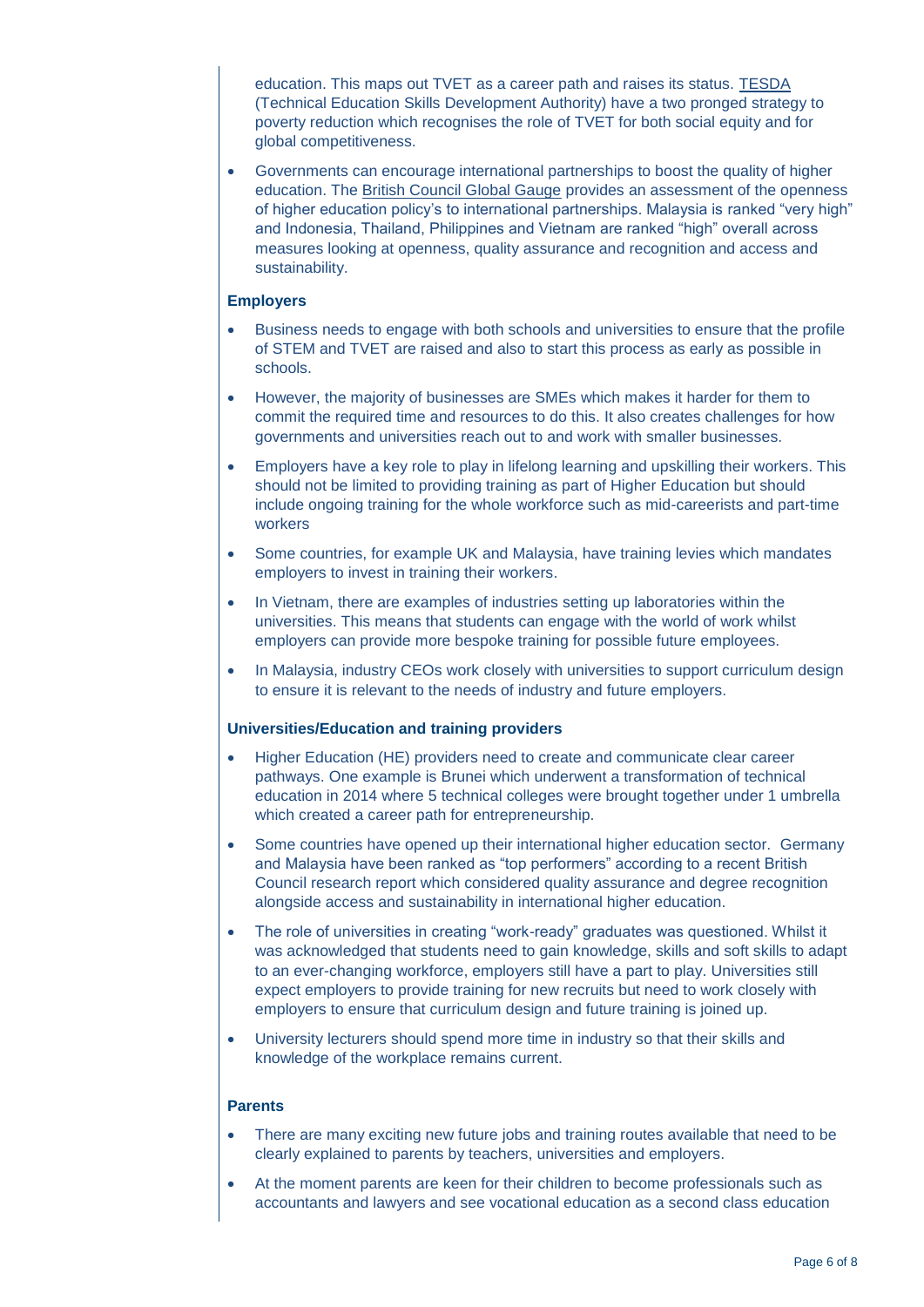education. This maps out TVET as a career path and raises its status. TESDA (Technical Education Skills Development Authority) have a two pronged strategy to poverty reduction which recognises the role of TVET for both social equity and for global competitiveness.

- Governments can encourage international partnerships to boost the quality of higher education. The British Council Global Gauge provides an assessment of the openness of higher education policy's to international partnerships. Malaysia is ranked "very high" and Indonesia, Thailand, Philippines and Vietnam are ranked "high" overall across measures looking at openness, quality assurance and recognition and access and sustainability.

**Employers**

- Business needs to engage with both schools and universities to ensure that the profile of STEM and TVET are raised and also to start this process as early as possible in schools.
- However, the majority of businesses are SMEs which makes it harder for them to commit the required time and resources to do this. It also creates challenges for how governments and universities reach out to and work with smaller businesses.
- Employers have a key role to play in lifelong learning and upskilling their workers. This should not be limited to providing training as part of Higher Education but should include ongoing training for the whole workforce such as mid-careerists and part-time workers
- Some countries, for example UK and Malaysia, have training levies which mandates employers to invest in training their workers.
- In Vietnam, there are examples of industries setting up laboratories within the universities. This means that students can engage with the world of work whilst employers can provide more bespoke training for possible future employees.
- In Malaysia, industry CEOs work closely with universities to support curriculum design to ensure it is relevant to the needs of industry and future employers.

**Universities/Education and training providers**

- Higher Education (HE) providers need to create and communicate clear career pathways. One example is Brunei which underwent a transformation of technical education in 2014 where 5 technical colleges were brought together under 1 umbrella which created a career path for entrepreneurship.
- Some countries have opened up their international higher education sector. Germany and Malaysia have been ranked as "top performers" according to a recent British Council research report which considered quality assurance and degree recognition alongside access and sustainability in international higher education.
- The role of universities in creating "work-ready" graduates was questioned. Whilst it was acknowledged that students need to gain knowledge, skills and soft skills to adapt to an ever-changing workforce, employers still have a part to play. Universities still expect employers to provide training for new recruits but need to work closely with employers to ensure that curriculum design and future training is joined up.
- University lecturers should spend more time in industry so that their skills and knowledge of the workplace remains current.

**Parents**

- There are many exciting new future jobs and training routes available that need to be clearly explained to parents by teachers, universities and employers.
- At the moment parents are keen for their children to become professionals such as accountants and lawyers and see vocational education as a second class education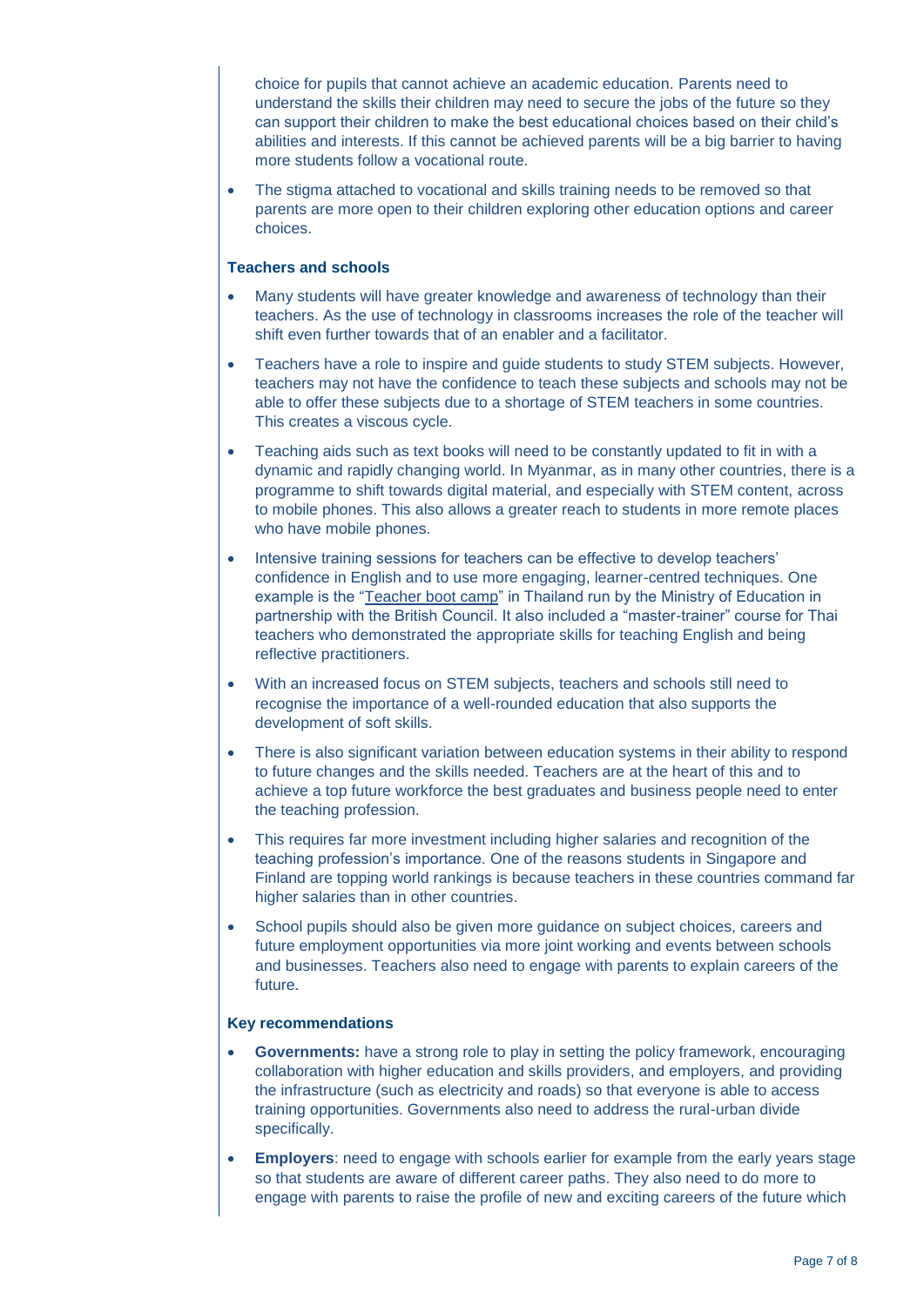choice for pupils that cannot achieve an academic education. Parents need to understand the skills their children may need to secure the jobs of the future so they can support their children to make the best educational choices based on their child's abilities and interests. If this cannot be achieved parents will be a big barrier to having more students follow a vocational route.

- The stigma attached to vocational and skills training needs to be removed so that parents are more open to their children exploring other education options and career choices.

### Teachers and schools

- Many students will have greater knowledge and awareness of technology than their teachers. As the use of technology in classrooms increases the role of the teacher will shift even further towards that of an enabler and a facilitator.
- Teachers have a role to inspire and guide students to study STEM subjects. However, teachers may not have the confidence to teach these subjects and schools may not be able to offer these subjects due to a shortage of STEM teachers in some countries. This creates a viscous cycle.
- Teaching aids such as text books will need to be constantly updated to fit in with a dynamic and rapidly changing world. In Myanmar, as in many other countries, there is a programme to shift towards digital material, and especially with STEM content, across to mobile phones. This also allows a greater reach to students in more remote places who have mobile phones.
- Intensive training sessions for teachers can be effective to develop teachers' confidence in English and to use more engaging, learner-centred techniques. One example is the "Teacher boot camp" in Thailand run by the Ministry of Education in partnership with the British Council. It also included a "master-trainer" course for Thai teachers who demonstrated the appropriate skills for teaching English and being reflective practitioners.
- With an increased focus on STEM subjects, teachers and schools still need to recognise the importance of a well-rounded education that also supports the development of soft skills.
- There is also significant variation between education systems in their ability to respond to future changes and the skills needed. Teachers are at the heart of this and to achieve a top future workforce the best graduates and business people need to enter the teaching profession.
- This requires far more investment including higher salaries and recognition of the teaching profession's importance. One of the reasons students in Singapore and Finland are topping world rankings is because teachers in these countries command far higher salaries than in other countries.
- School pupils should also be given more guidance on subject choices, careers and future employment opportunities via more joint working and events between schools and businesses. Teachers also need to engage with parents to explain careers of the future.

### Key recommendations

- **Governments:** have a strong role to play in setting the policy framework, encouraging collaboration with higher education and skills providers, and employers, and providing the infrastructure (such as electricity and roads) so that everyone is able to access training opportunities. Governments also need to address the rural-urban divide specifically.
- **Employers**: need to engage with schools earlier for example from the early years stage so that students are aware of different career paths. They also need to do more to engage with parents to raise the profile of new and exciting careers of the future which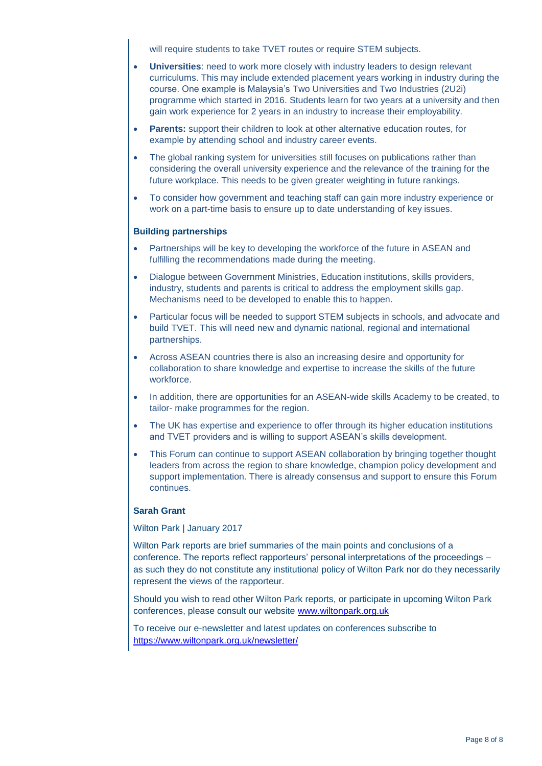will require students to take TVET routes or require STEM subjects.

- **Universities**: need to work more closely with industry leaders to design relevant curriculums. This may include extended placement years working in industry during the course. One example is Malaysia's Two Universities and Two Industries (2U2i) programme which started in 2016. Students learn for two years at a university and then gain work experience for 2 years in an industry to increase their employability.
- **Parents:** support their children to look at other alternative education routes, for example by attending school and industry career events.
- The global ranking system for universities still focuses on publications rather than considering the overall university experience and the relevance of the training for the future workplace. This needs to be given greater weighting in future rankings.
- To consider how government and teaching staff can gain more industry experience or work on a part-time basis to ensure up to date understanding of key issues.

### Building partnerships

- Partnerships will be key to developing the workforce of the future in ASEAN and fulfilling the recommendations made during the meeting.
- Dialogue between Government Ministries, Education institutions, skills providers, industry, students and parents is critical to address the employment skills gap. Mechanisms need to be developed to enable this to happen.
- Particular focus will be needed to support STEM subjects in schools, and advocate and build TVET. This will need new and dynamic national, regional and international partnerships.
- Across ASEAN countries there is also an increasing desire and opportunity for collaboration to share knowledge and expertise to increase the skills of the future workforce.
- In addition, there are opportunities for an ASEAN-wide skills Academy to be created, to tailor- make programmes for the region.
- The UK has expertise and experience to offer through its higher education institutions and TVET providers and is willing to support ASEAN's skills development.
- This Forum can continue to support ASEAN collaboration by bringing together thought leaders from across the region to share knowledge, champion policy development and support implementation. There is already consensus and support to ensure this Forum continues.

**Sarah Grant**

Wilton Park | January 2017

Wilton Park reports are brief summaries of the main points and conclusions of a conference. The reports reflect rapporteurs' personal interpretations of the proceedings – as such they do not constitute any institutional policy of Wilton Park nor do they necessarily represent the views of the rapporteur.

Should you wish to read other Wilton Park reports, or participate in upcoming Wilton Park conferences, please consult our website www.wiltonpark.org.uk

To receive our e-newsletter and latest updates on conferences subscribe to https://www.wiltonpark.org.uk/newsletter/